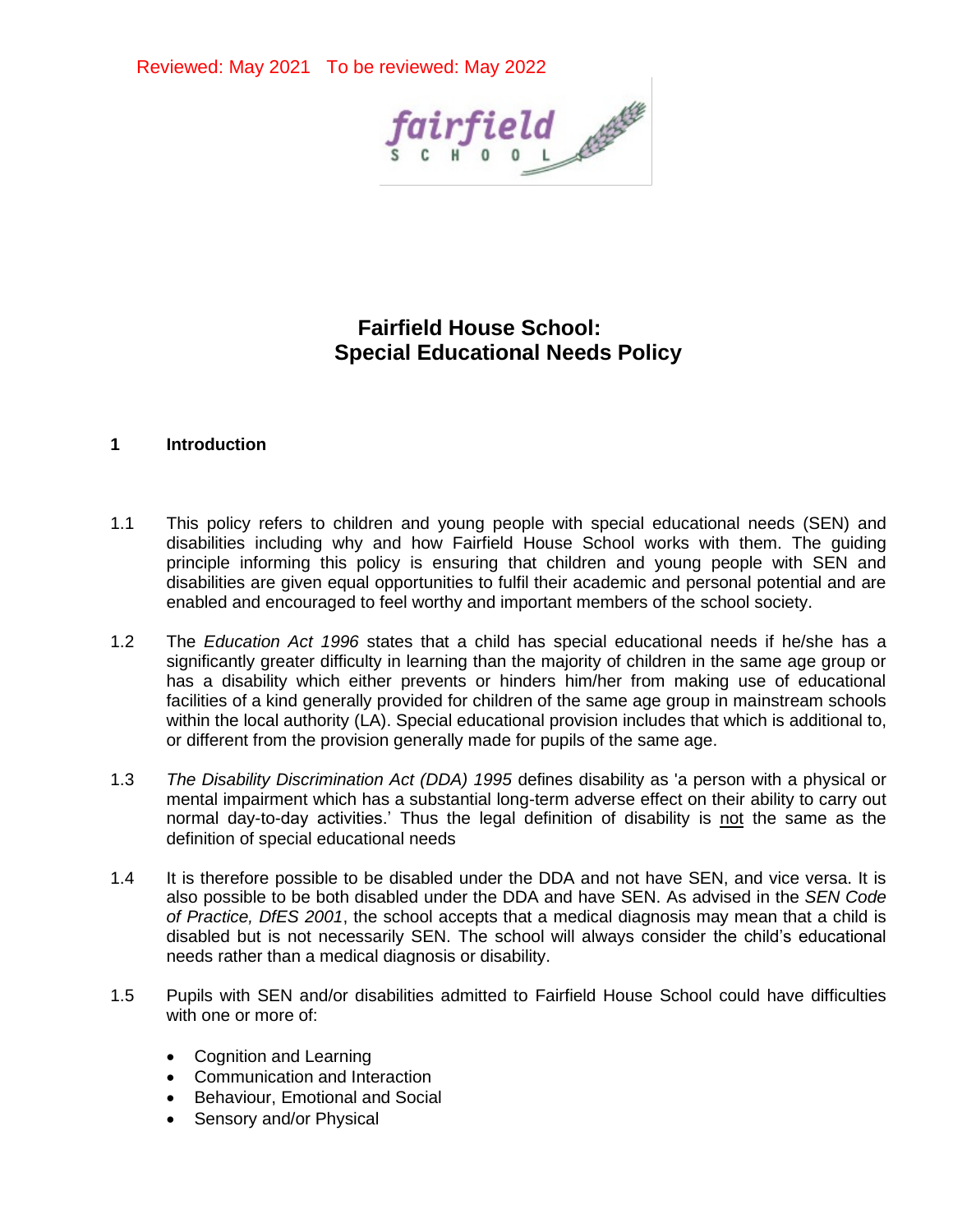Reviewed: May 2021 To be reviewed: May 2022

# Fairfield House School: Special Educational Needs Policy

## 1 Introduction

1.1 This policy refers to children and young people with special educational needs (SEN) and disabilities including why and how Fairfield House School works with them. The guiding principle informing this policy is ensuring that children and young people with SEN and disabilities are given equal opportunities to fulfil their academic and personal potential and are enabled and encouraged to feel worthy and important members of the school society.

1.2 The *Education Act 1996* states that a child has special educational needs if he/she has a significantly greater difficulty in learning than the majority of children in the same age group or has a disability which either prevents or hinders him/her from making use of educational facilities of a kind generally provided for children of the same age group in mainstream schools within the local authority (LA). Special educational provision includes that which is additional to, or different from the provision generally made for pupils of the same age.

1.3 *The Disability Discrimination Act (DDA) 1995* defines disability as 'a person with a physical or mental impairment which has a substantial long-term adverse effect on their ability to carry out normal day-to-day activities.' Thus the legal definition of disability is <u>not</u> the same as the definition of special educational needs

1.4 It is therefore possible to be disabled under the DDA and not have SEN, and vice versa. It is also possible to be both disabled under the DDA and have SEN. As advised in the *SEN Code of Practice, DfES 2001*, the school accepts that a medical diagnosis may mean that a child is disabled but is not necessarily SEN. The school will always consider the child's educational needs rather than a medical diagnosis or disability.

1.5 Pupils with SEN and/or disabilities admitted to Fairfield House School could have difficulties with one or more of:

- Cognition and Learning
- Communication and Interaction
- Behaviour, Emotional and Social
- Sensory and/or Physical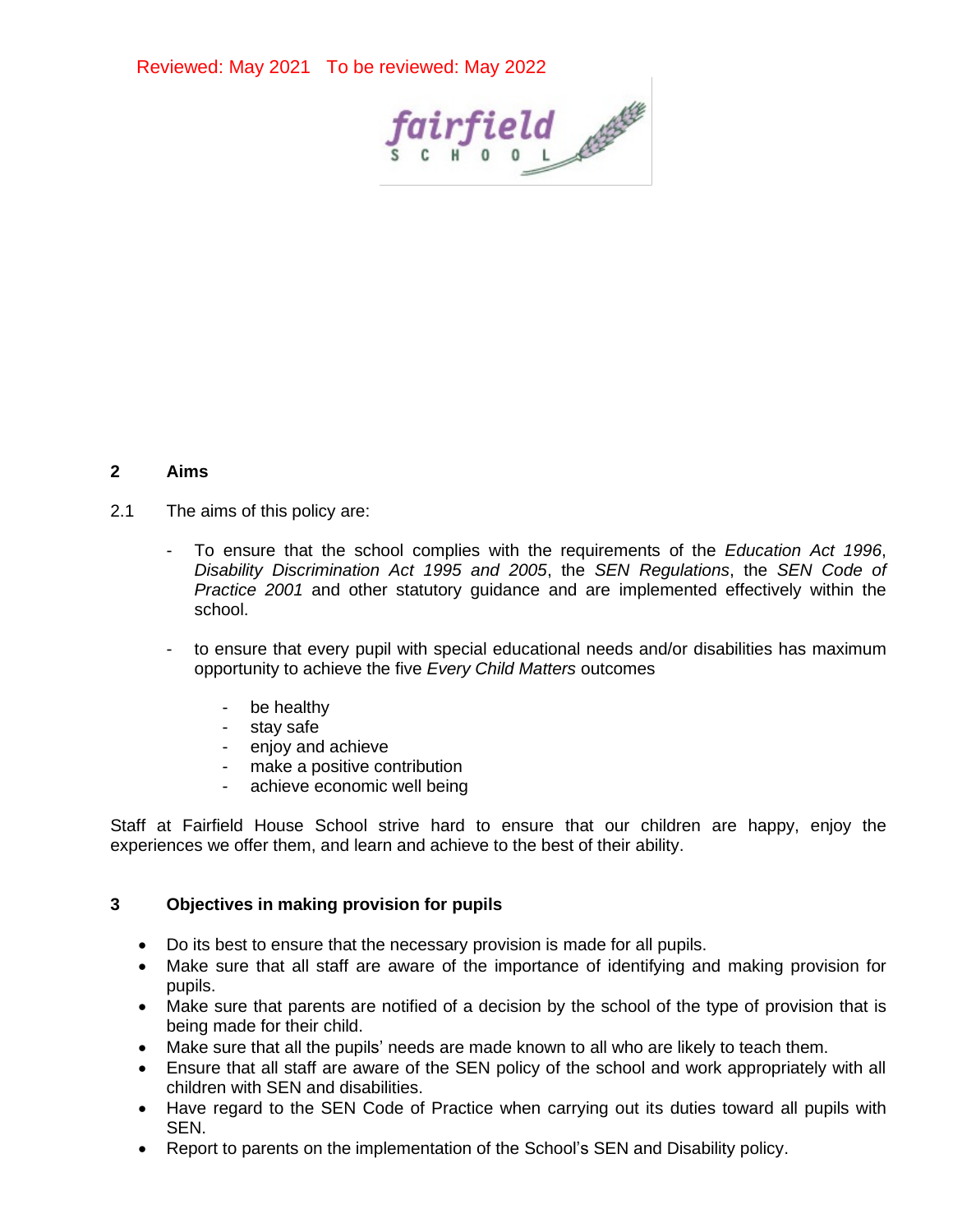Reviewed: May 2021 To be reviewed: May 2022

## 2 Aims

2.1 The aims of this policy are:

- To ensure that the school complies with the requirements of the *Education Act 1996*, *Disability Discrimination Act 1995 and 2005*, the *SEN Regulations*, the *SEN Code of Practice 2001* and other statutory guidance and are implemented effectively within the school.

- to ensure that every pupil with special educational needs and/or disabilities has maximum opportunity to achieve the five *Every Child Matters* outcomes

  - be healthy
  - stay safe
  - enjoy and achieve
  - make a positive contribution
  - achieve economic well being

Staff at Fairfield House School strive hard to ensure that our children are happy, enjoy the experiences we offer them, and learn and achieve to the best of their ability.

## 3 Objectives in making provision for pupils

- Do its best to ensure that the necessary provision is made for all pupils.
- Make sure that all staff are aware of the importance of identifying and making provision for pupils.
- Make sure that parents are notified of a decision by the school of the type of provision that is being made for their child.
- Make sure that all the pupils' needs are made known to all who are likely to teach them.
- Ensure that all staff are aware of the SEN policy of the school and work appropriately with all children with SEN and disabilities.
- Have regard to the SEN Code of Practice when carrying out its duties toward all pupils with SEN.
- Report to parents on the implementation of the School's SEN and Disability policy.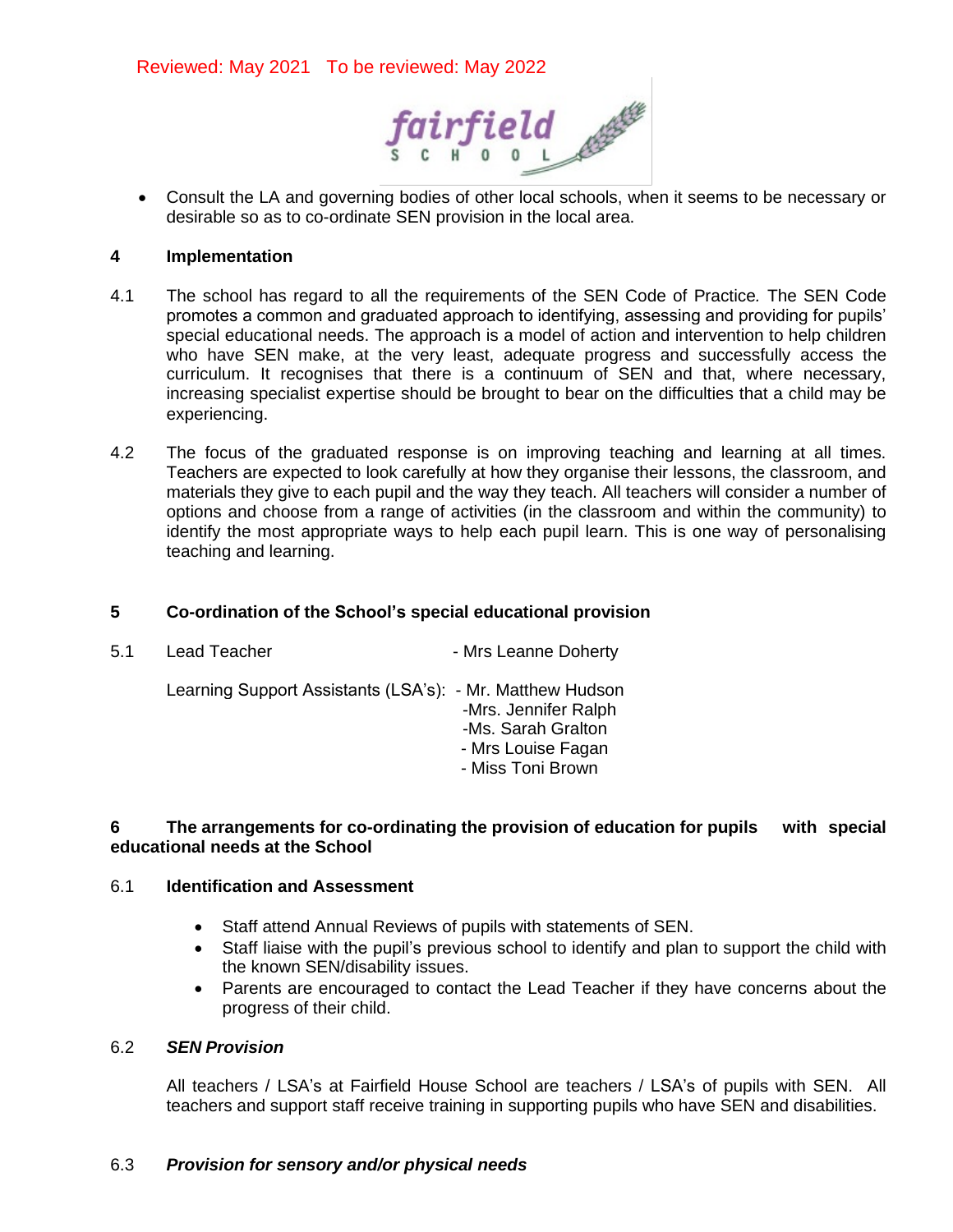Reviewed: May 2021 To be reviewed: May 2022

- Consult the LA and governing bodies of other local schools, when it seems to be necessary or desirable so as to co-ordinate SEN provision in the local area.

## 4 Implementation

4.1 The school has regard to all the requirements of the SEN Code of Practice. The SEN Code promotes a common and graduated approach to identifying, assessing and providing for pupils' special educational needs. The approach is a model of action and intervention to help children who have SEN make, at the very least, adequate progress and successfully access the curriculum. It recognises that there is a continuum of SEN and that, where necessary, increasing specialist expertise should be brought to bear on the difficulties that a child may be experiencing.

4.2 The focus of the graduated response is on improving teaching and learning at all times. Teachers are expected to look carefully at how they organise their lessons, the classroom, and materials they give to each pupil and the way they teach. All teachers will consider a number of options and choose from a range of activities (in the classroom and within the community) to identify the most appropriate ways to help each pupil learn. This is one way of personalising teaching and learning.

## 5 Co-ordination of the School's special educational provision

5.1 Lead Teacher - Mrs Leanne Doherty

Learning Support Assistants (LSA's):
- Mr. Matthew Hudson
- Mrs. Jennifer Ralph
- Ms. Sarah Gralton
- Mrs Louise Fagan
- Miss Toni Brown

## 6 The arrangements for co-ordinating the provision of education for pupils with special educational needs at the School

### 6.1 Identification and Assessment

- Staff attend Annual Reviews of pupils with statements of SEN.
- Staff liaise with the pupil's previous school to identify and plan to support the child with the known SEN/disability issues.
- Parents are encouraged to contact the Lead Teacher if they have concerns about the progress of their child.

### 6.2 *SEN Provision*

All teachers / LSA's at Fairfield House School are teachers / LSA's of pupils with SEN. All teachers and support staff receive training in supporting pupils who have SEN and disabilities.

### 6.3 *Provision for sensory and/or physical needs*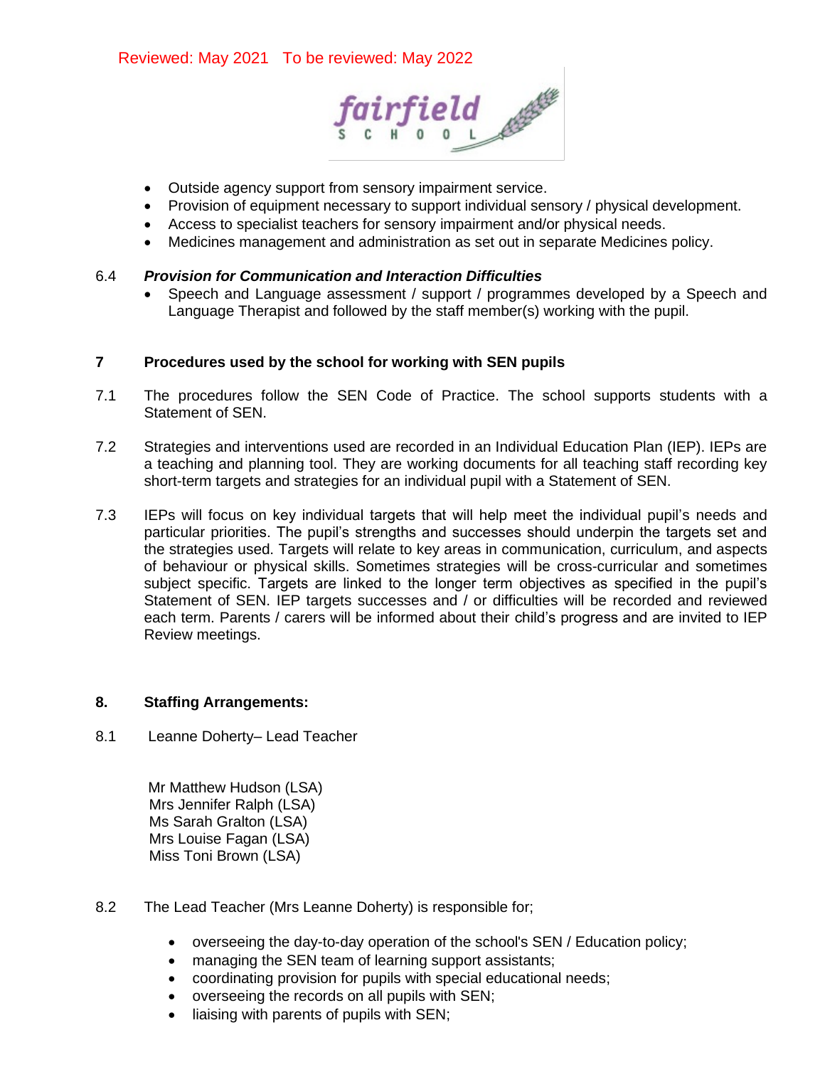Reviewed: May 2021   To be reviewed: May 2022

- Outside agency support from sensory impairment service.
- Provision of equipment necessary to support individual sensory / physical development.
- Access to specialist teachers for sensory impairment and/or physical needs.
- Medicines management and administration as set out in separate Medicines policy.

6.4 ***Provision for Communication and Interaction Difficulties***

- Speech and Language assessment / support / programmes developed by a Speech and Language Therapist and followed by the staff member(s) working with the pupil.

## 7 Procedures used by the school for working with SEN pupils

7.1 The procedures follow the SEN Code of Practice. The school supports students with a Statement of SEN.

7.2 Strategies and interventions used are recorded in an Individual Education Plan (IEP). IEPs are a teaching and planning tool. They are working documents for all teaching staff recording key short-term targets and strategies for an individual pupil with a Statement of SEN.

7.3 IEPs will focus on key individual targets that will help meet the individual pupil's needs and particular priorities. The pupil's strengths and successes should underpin the targets set and the strategies used. Targets will relate to key areas in communication, curriculum, and aspects of behaviour or physical skills. Sometimes strategies will be cross-curricular and sometimes subject specific. Targets are linked to the longer term objectives as specified in the pupil's Statement of SEN. IEP targets successes and / or difficulties will be recorded and reviewed each term. Parents / carers will be informed about their child's progress and are invited to IEP Review meetings.

## 8. Staffing Arrangements:

8.1 Leanne Doherty– Lead Teacher

Mr Matthew Hudson (LSA)
Mrs Jennifer Ralph (LSA)
Ms Sarah Gralton (LSA)
Mrs Louise Fagan (LSA)
Miss Toni Brown (LSA)

8.2 The Lead Teacher (Mrs Leanne Doherty) is responsible for;

- overseeing the day-to-day operation of the school's SEN / Education policy;
- managing the SEN team of learning support assistants;
- coordinating provision for pupils with special educational needs;
- overseeing the records on all pupils with SEN;
- liaising with parents of pupils with SEN;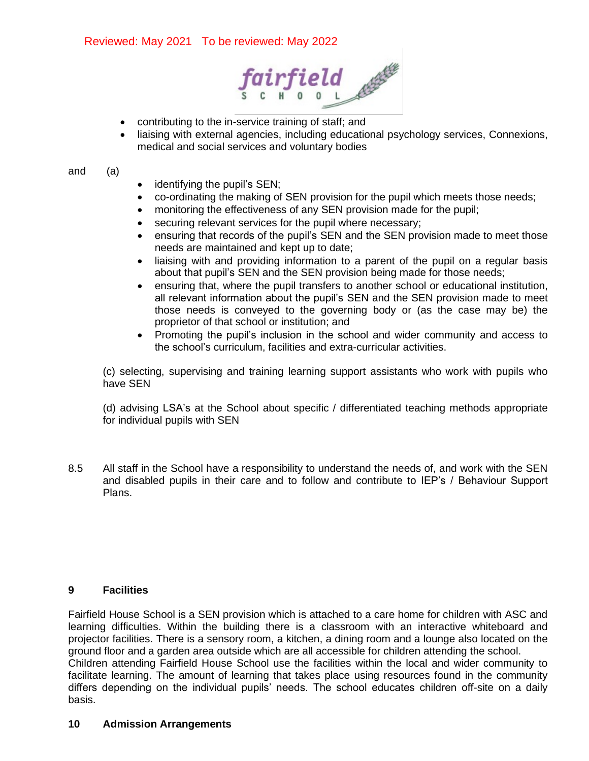- contributing to the in-service training of staff; and
- liaising with external agencies, including educational psychology services, Connexions, medical and social services and voluntary bodies

and (a)

- identifying the pupil's SEN;
- co-ordinating the making of SEN provision for the pupil which meets those needs;
- monitoring the effectiveness of any SEN provision made for the pupil;
- securing relevant services for the pupil where necessary;
- ensuring that records of the pupil's SEN and the SEN provision made to meet those needs are maintained and kept up to date;
- liaising with and providing information to a parent of the pupil on a regular basis about that pupil's SEN and the SEN provision being made for those needs;
- ensuring that, where the pupil transfers to another school or educational institution, all relevant information about the pupil's SEN and the SEN provision made to meet those needs is conveyed to the governing body or (as the case may be) the proprietor of that school or institution; and
- Promoting the pupil's inclusion in the school and wider community and access to the school's curriculum, facilities and extra-curricular activities.

(c) selecting, supervising and training learning support assistants who work with pupils who have SEN

(d) advising LSA's at the School about specific / differentiated teaching methods appropriate for individual pupils with SEN

8.5 All staff in the School have a responsibility to understand the needs of, and work with the SEN and disabled pupils in their care and to follow and contribute to IEP's / Behaviour Support Plans.

## 9 Facilities

Fairfield House School is a SEN provision which is attached to a care home for children with ASC and learning difficulties. Within the building there is a classroom with an interactive whiteboard and projector facilities. There is a sensory room, a kitchen, a dining room and a lounge also located on the ground floor and a garden area outside which are all accessible for children attending the school.
Children attending Fairfield House School use the facilities within the local and wider community to facilitate learning. The amount of learning that takes place using resources found in the community differs depending on the individual pupils' needs. The school educates children off-site on a daily basis.

## 10 Admission Arrangements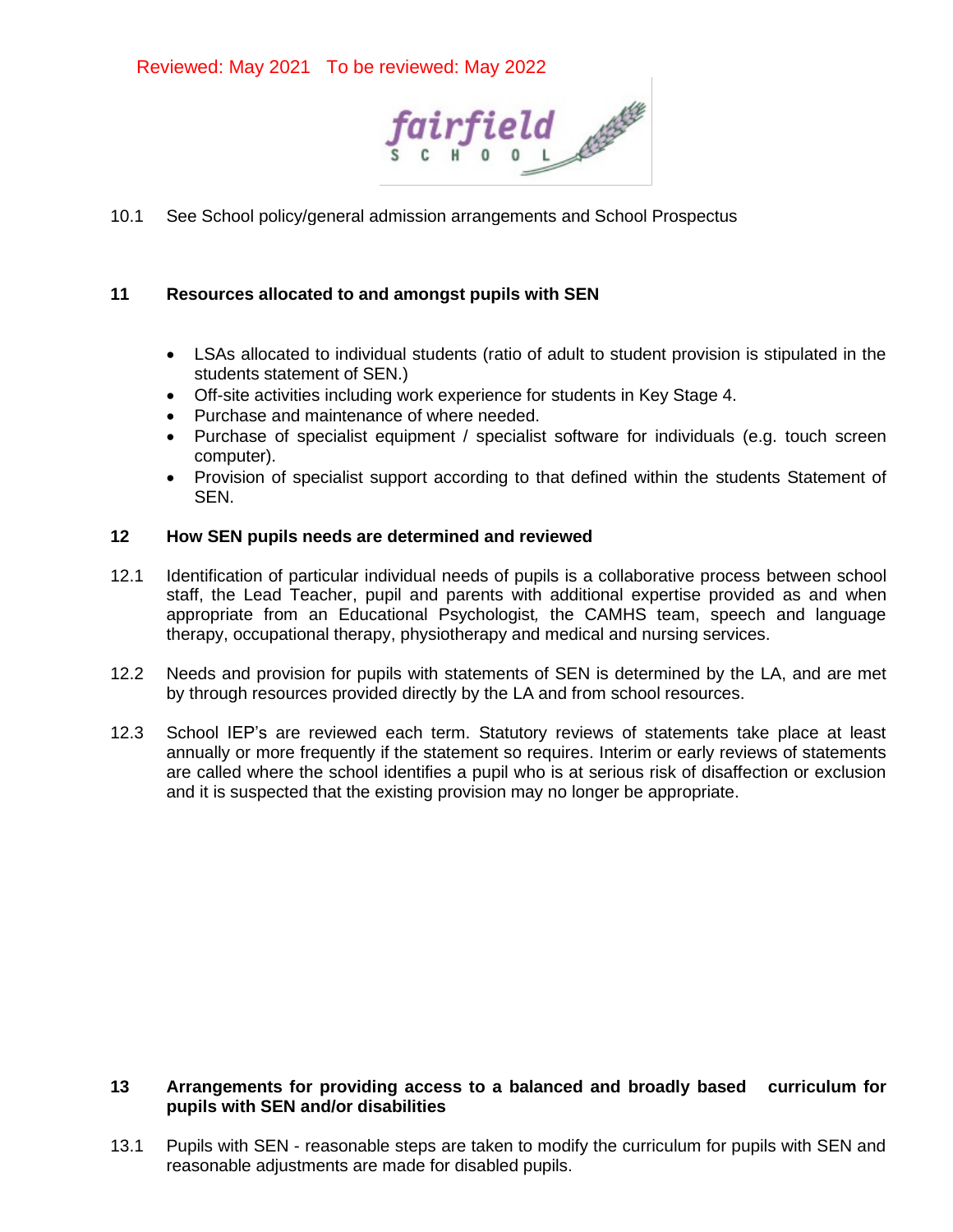Reviewed: May 2021 To be reviewed: May 2022

10.1 See School policy/general admission arrangements and School Prospectus

## 11 Resources allocated to and amongst pupils with SEN

- LSAs allocated to individual students (ratio of adult to student provision is stipulated in the students statement of SEN.)
- Off-site activities including work experience for students in Key Stage 4.
- Purchase and maintenance of where needed.
- Purchase of specialist equipment / specialist software for individuals (e.g. touch screen computer).
- Provision of specialist support according to that defined within the students Statement of SEN.

## 12 How SEN pupils needs are determined and reviewed

12.1 Identification of particular individual needs of pupils is a collaborative process between school staff, the Lead Teacher, pupil and parents with additional expertise provided as and when appropriate from an Educational Psychologist, the CAMHS team, speech and language therapy, occupational therapy, physiotherapy and medical and nursing services.

12.2 Needs and provision for pupils with statements of SEN is determined by the LA, and are met by through resources provided directly by the LA and from school resources.

12.3 School IEP's are reviewed each term. Statutory reviews of statements take place at least annually or more frequently if the statement so requires. Interim or early reviews of statements are called where the school identifies a pupil who is at serious risk of disaffection or exclusion and it is suspected that the existing provision may no longer be appropriate.

## 13 Arrangements for providing access to a balanced and broadly based curriculum for pupils with SEN and/or disabilities

13.1 Pupils with SEN - reasonable steps are taken to modify the curriculum for pupils with SEN and reasonable adjustments are made for disabled pupils.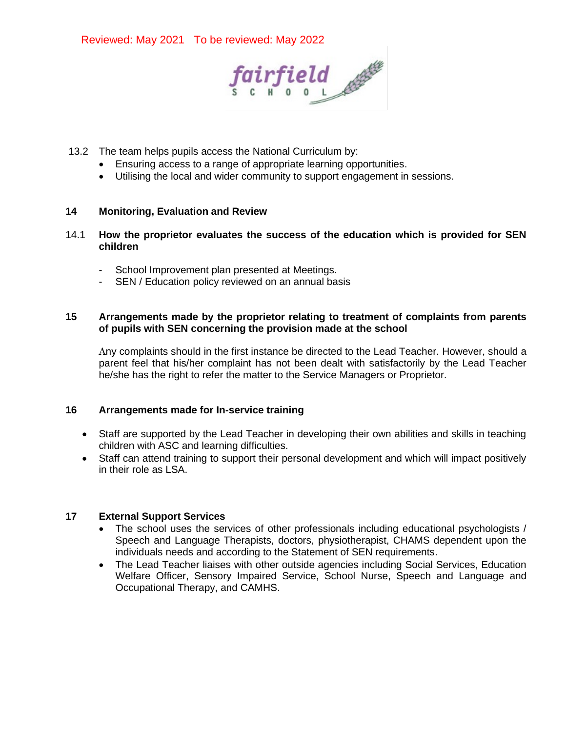13.2 The team helps pupils access the National Curriculum by:

- Ensuring access to a range of appropriate learning opportunities.
- Utilising the local and wider community to support engagement in sessions.

## 14 Monitoring, Evaluation and Review

### 14.1 How the proprietor evaluates the success of the education which is provided for SEN children

- School Improvement plan presented at Meetings.
- SEN / Education policy reviewed on an annual basis

## 15 Arrangements made by the proprietor relating to treatment of complaints from parents of pupils with SEN concerning the provision made at the school

Any complaints should in the first instance be directed to the Lead Teacher. However, should a parent feel that his/her complaint has not been dealt with satisfactorily by the Lead Teacher he/she has the right to refer the matter to the Service Managers or Proprietor.

## 16 Arrangements made for In-service training

- Staff are supported by the Lead Teacher in developing their own abilities and skills in teaching children with ASC and learning difficulties.
- Staff can attend training to support their personal development and which will impact positively in their role as LSA.

## 17 External Support Services

- The school uses the services of other professionals including educational psychologists / Speech and Language Therapists, doctors, physiotherapist, CHAMS dependent upon the individuals needs and according to the Statement of SEN requirements.
- The Lead Teacher liaises with other outside agencies including Social Services, Education Welfare Officer, Sensory Impaired Service, School Nurse, Speech and Language and Occupational Therapy, and CAMHS.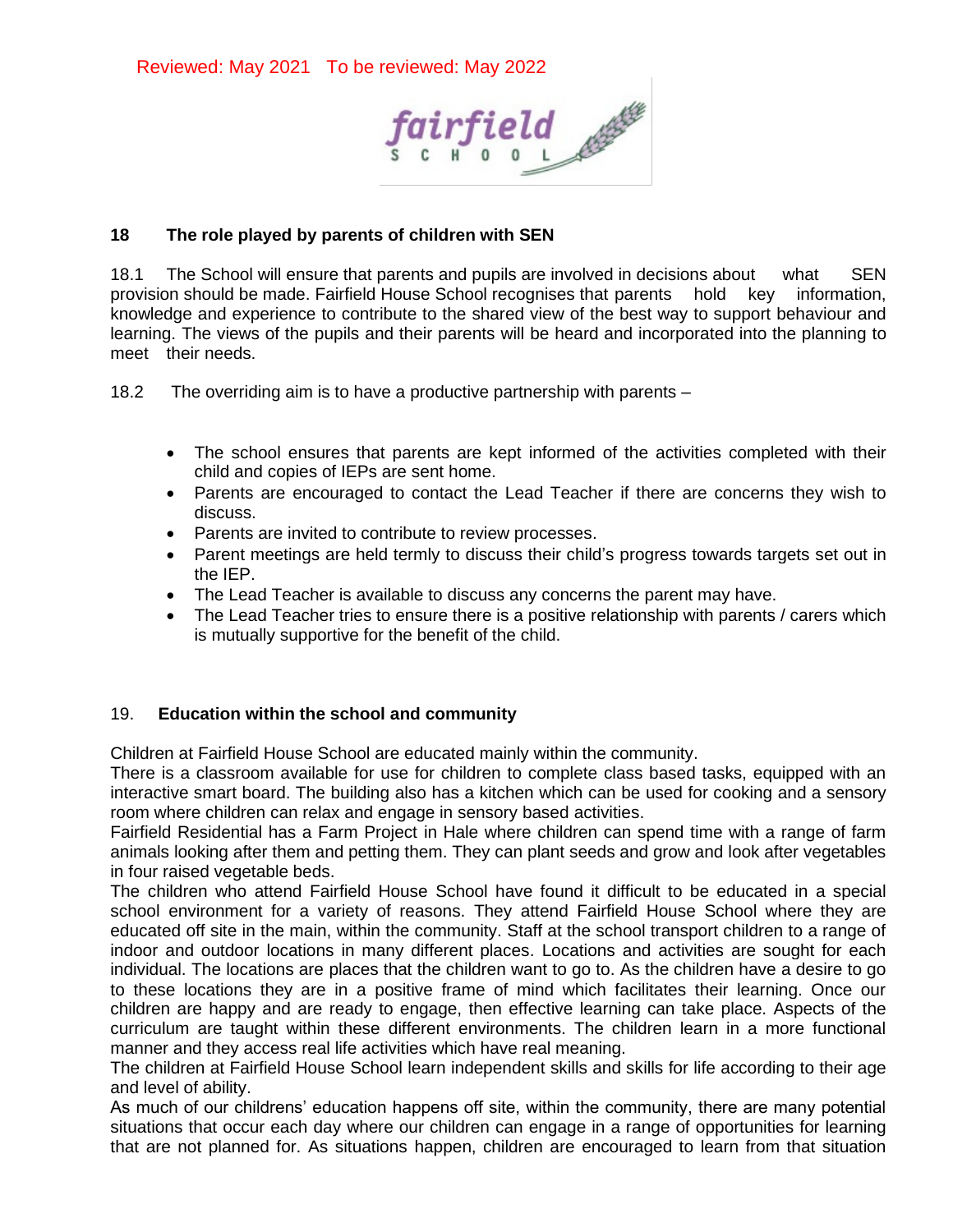Reviewed: May 2021 To be reviewed: May 2022

## 18 The role played by parents of children with SEN

18.1 The School will ensure that parents and pupils are involved in decisions about what SEN provision should be made. Fairfield House School recognises that parents hold key information, knowledge and experience to contribute to the shared view of the best way to support behaviour and learning. The views of the pupils and their parents will be heard and incorporated into the planning to meet their needs.

18.2 The overriding aim is to have a productive partnership with parents –

- The school ensures that parents are kept informed of the activities completed with their child and copies of IEPs are sent home.
- Parents are encouraged to contact the Lead Teacher if there are concerns they wish to discuss.
- Parents are invited to contribute to review processes.
- Parent meetings are held termly to discuss their child's progress towards targets set out in the IEP.
- The Lead Teacher is available to discuss any concerns the parent may have.
- The Lead Teacher tries to ensure there is a positive relationship with parents / carers which is mutually supportive for the benefit of the child.

## 19. Education within the school and community

Children at Fairfield House School are educated mainly within the community.
There is a classroom available for use for children to complete class based tasks, equipped with an interactive smart board. The building also has a kitchen which can be used for cooking and a sensory room where children can relax and engage in sensory based activities.
Fairfield Residential has a Farm Project in Hale where children can spend time with a range of farm animals looking after them and petting them. They can plant seeds and grow and look after vegetables in four raised vegetable beds.
The children who attend Fairfield House School have found it difficult to be educated in a special school environment for a variety of reasons. They attend Fairfield House School where they are educated off site in the main, within the community. Staff at the school transport children to a range of indoor and outdoor locations in many different places. Locations and activities are sought for each individual. The locations are places that the children want to go to. As the children have a desire to go to these locations they are in a positive frame of mind which facilitates their learning. Once our children are happy and are ready to engage, then effective learning can take place. Aspects of the curriculum are taught within these different environments. The children learn in a more functional manner and they access real life activities which have real meaning.
The children at Fairfield House School learn independent skills and skills for life according to their age and level of ability.
As much of our childrens' education happens off site, within the community, there are many potential situations that occur each day where our children can engage in a range of opportunities for learning that are not planned for. As situations happen, children are encouraged to learn from that situation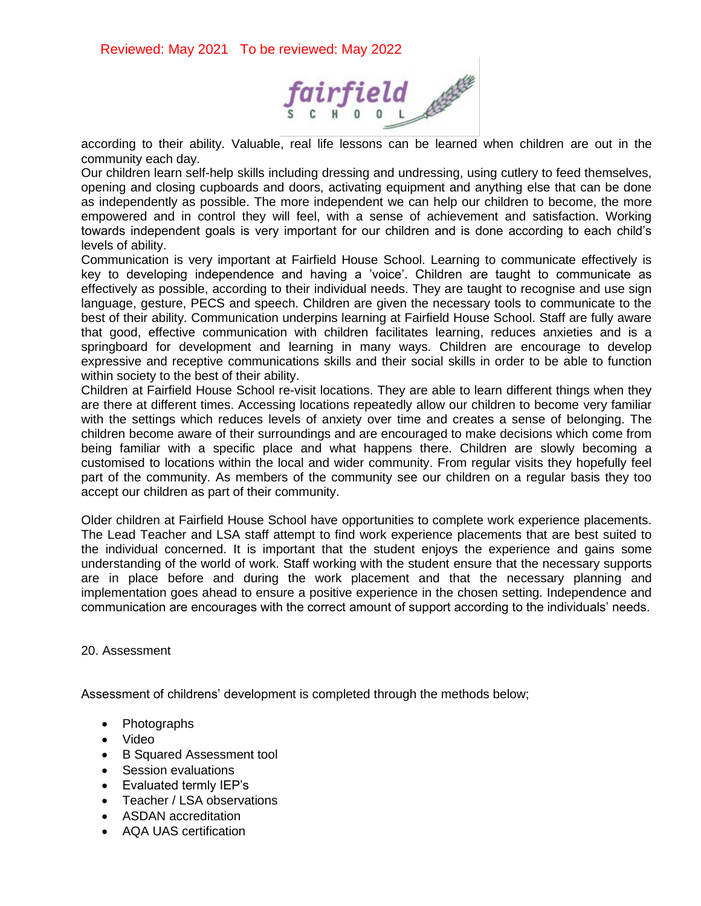according to their ability. Valuable, real life lessons can be learned when children are out in the community each day.

Our children learn self-help skills including dressing and undressing, using cutlery to feed themselves, opening and closing cupboards and doors, activating equipment and anything else that can be done as independently as possible. The more independent we can help our children to become, the more empowered and in control they will feel, with a sense of achievement and satisfaction. Working towards independent goals is very important for our children and is done according to each child's levels of ability.

Communication is very important at Fairfield House School. Learning to communicate effectively is key to developing independence and having a 'voice'. Children are taught to communicate as effectively as possible, according to their individual needs. They are taught to recognise and use sign language, gesture, PECS and speech. Children are given the necessary tools to communicate to the best of their ability. Communication underpins learning at Fairfield House School. Staff are fully aware that good, effective communication with children facilitates learning, reduces anxieties and is a springboard for development and learning in many ways. Children are encourage to develop expressive and receptive communications skills and their social skills in order to be able to function within society to the best of their ability.

Children at Fairfield House School re-visit locations. They are able to learn different things when they are there at different times. Accessing locations repeatedly allow our children to become very familiar with the settings which reduces levels of anxiety over time and creates a sense of belonging. The children become aware of their surroundings and are encouraged to make decisions which come from being familiar with a specific place and what happens there. Children are slowly becoming a customised to locations within the local and wider community. From regular visits they hopefully feel part of the community. As members of the community see our children on a regular basis they too accept our children as part of their community.

Older children at Fairfield House School have opportunities to complete work experience placements. The Lead Teacher and LSA staff attempt to find work experience placements that are best suited to the individual concerned. It is important that the student enjoys the experience and gains some understanding of the world of work. Staff working with the student ensure that the necessary supports are in place before and during the work placement and that the necessary planning and implementation goes ahead to ensure a positive experience in the chosen setting. Independence and communication are encourages with the correct amount of support according to the individuals' needs.

## 20. Assessment

Assessment of childrens' development is completed through the methods below;

- Photographs
- Video
- B Squared Assessment tool
- Session evaluations
- Evaluated termly IEP's
- Teacher / LSA observations
- ASDAN accreditation
- AQA UAS certification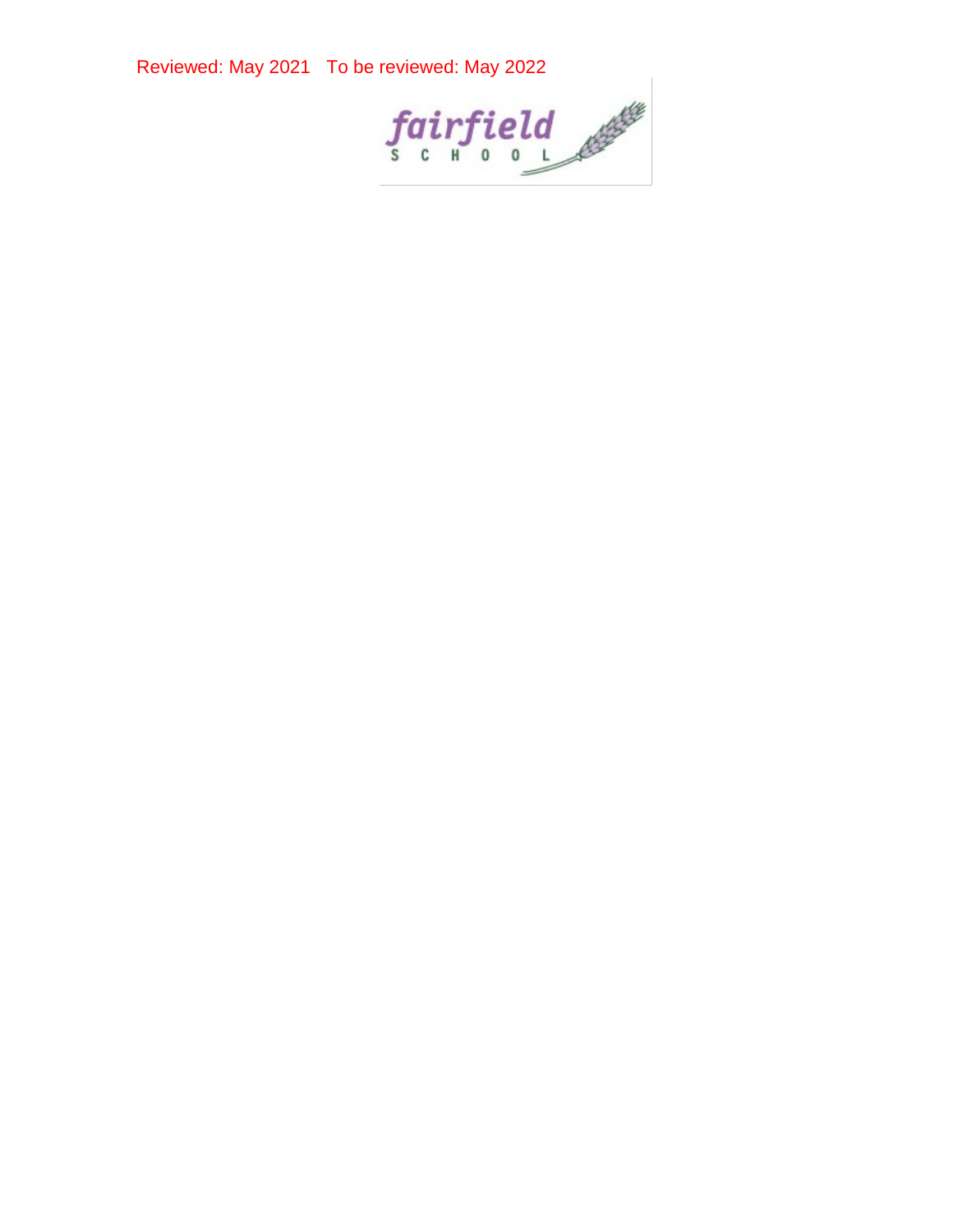Reviewed: May 2021   To be reviewed: May 2022